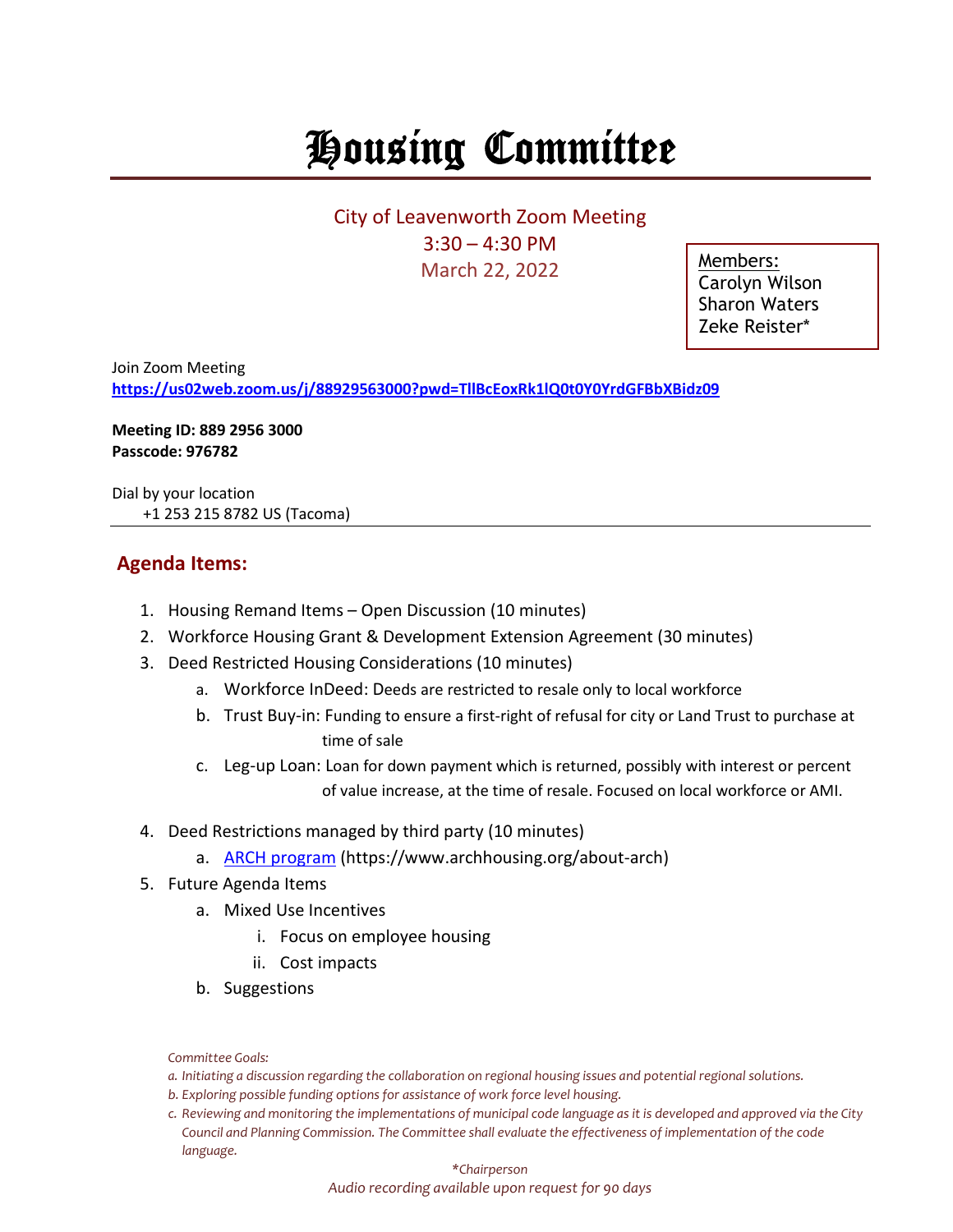# Housing Committee

City of Leavenworth Zoom Meeting
3:30 – 4:30 PM
March 22, 2022

Members:
Carolyn Wilson
Sharon Waters
Zeke Reister*

Join Zoom Meeting
**https://us02web.zoom.us/j/88929563000?pwd=TllBcEoxRk1lQ0t0Y0YrdGFBbXBidz09**

**Meeting ID: 889 2956 3000**
**Passcode: 976782**

Dial by your location
+1 253 215 8782 US (Tacoma)

---

## Agenda Items:

1. Housing Remand Items – Open Discussion (10 minutes)
2. Workforce Housing Grant & Development Extension Agreement (30 minutes)
3. Deed Restricted Housing Considerations (10 minutes)
   a. Workforce InDeed: Deeds are restricted to resale only to local workforce
   b. Trust Buy-in: Funding to ensure a first-right of refusal for city or Land Trust to purchase at time of sale
   c. Leg-up Loan: Loan for down payment which is returned, possibly with interest or percent of value increase, at the time of resale. Focused on local workforce or AMI.
4. Deed Restrictions managed by third party (10 minutes)
   a. ARCH program (https://www.archhousing.org/about-arch)
5. Future Agenda Items
   a. Mixed Use Incentives
      i. Focus on employee housing
      ii. Cost impacts
   b. Suggestions

*Committee Goals:*

*a. Initiating a discussion regarding the collaboration on regional housing issues and potential regional solutions.*

*b. Exploring possible funding options for assistance of work force level housing.*

*c. Reviewing and monitoring the implementations of municipal code language as it is developed and approved via the City Council and Planning Commission. The Committee shall evaluate the effectiveness of implementation of the code language.*

*\*Chairperson*

*Audio recording available upon request for 90 days*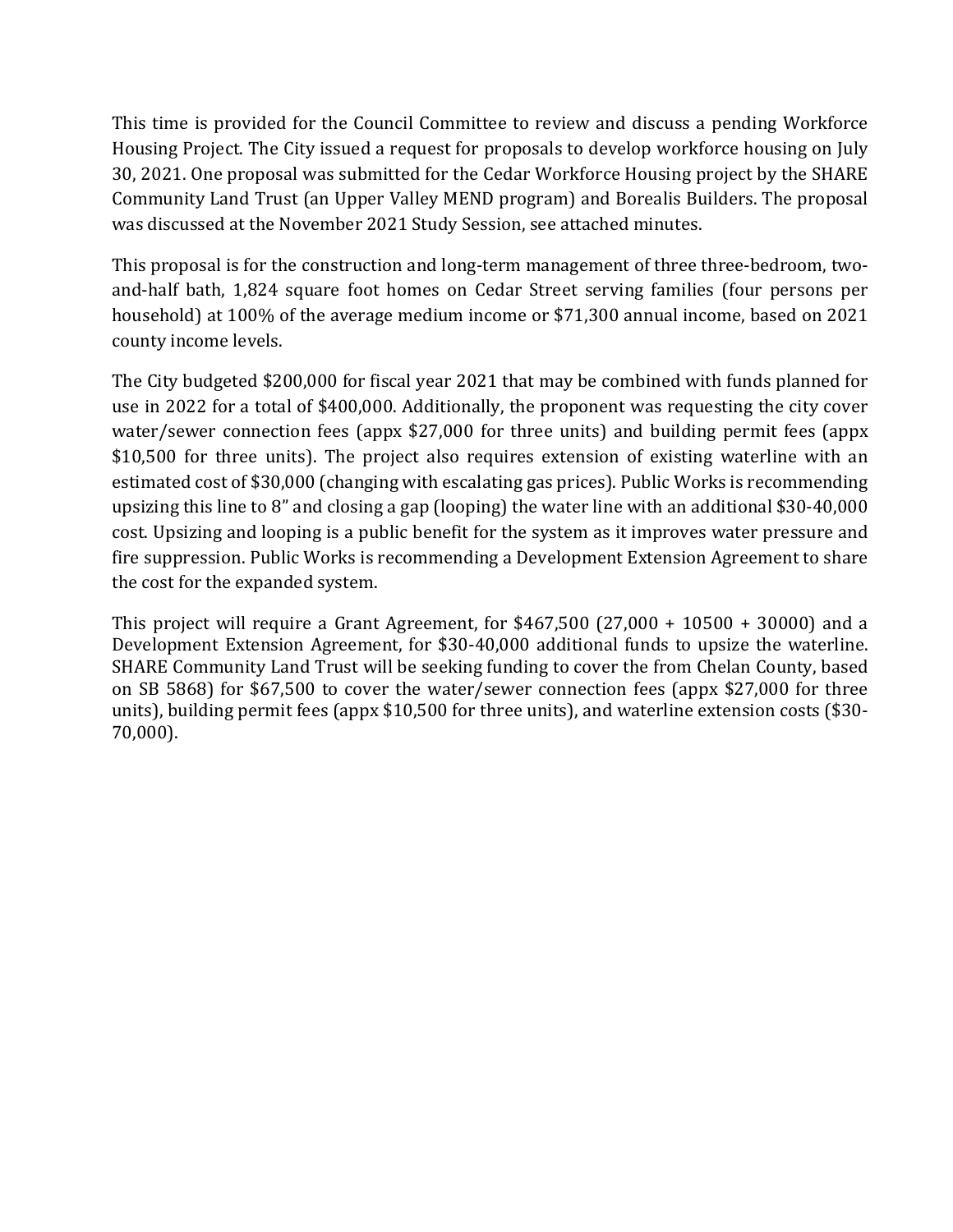This time is provided for the Council Committee to review and discuss a pending Workforce Housing Project. The City issued a request for proposals to develop workforce housing on July 30, 2021. One proposal was submitted for the Cedar Workforce Housing project by the SHARE Community Land Trust (an Upper Valley MEND program) and Borealis Builders. The proposal was discussed at the November 2021 Study Session, see attached minutes.

This proposal is for the construction and long-term management of three three-bedroom, two-and-half bath, 1,824 square foot homes on Cedar Street serving families (four persons per household) at 100% of the average medium income or $71,300 annual income, based on 2021 county income levels.

The City budgeted $200,000 for fiscal year 2021 that may be combined with funds planned for use in 2022 for a total of $400,000. Additionally, the proponent was requesting the city cover water/sewer connection fees (appx $27,000 for three units) and building permit fees (appx $10,500 for three units). The project also requires extension of existing waterline with an estimated cost of $30,000 (changing with escalating gas prices). Public Works is recommending upsizing this line to 8" and closing a gap (looping) the water line with an additional $30-40,000 cost. Upsizing and looping is a public benefit for the system as it improves water pressure and fire suppression. Public Works is recommending a Development Extension Agreement to share the cost for the expanded system.

This project will require a Grant Agreement, for $467,500 (27,000 + 10500 + 30000) and a Development Extension Agreement, for $30-40,000 additional funds to upsize the waterline. SHARE Community Land Trust will be seeking funding to cover the from Chelan County, based on SB 5868) for $67,500 to cover the water/sewer connection fees (appx $27,000 for three units), building permit fees (appx $10,500 for three units), and waterline extension costs ($30-70,000).